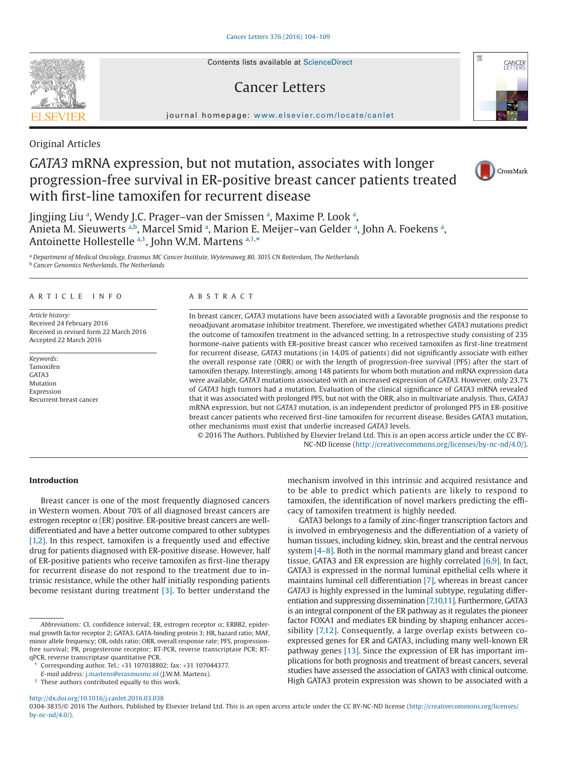Original Articles

# *GATA3* mRNA expression, but not mutation, associates with longer progression-free survival in ER-positive breast cancer patients treated with first-line tamoxifen for recurrent disease

Jingjing Liu [a], Wendy J.C. Prager–van der Smissen [a], Maxime P. Look [a], Anieta M. Sieuwerts [a,b], Marcel Smid [a], Marion E. Meijer–van Gelder [a], John A. Foekens [a], Antoinette Hollestelle [a,1], John W.M. Martens [a,1,*]

[a] Department of Medical Oncology, Erasmus MC Cancer Institute, Wytemaweg 80, 3015 CN Rotterdam, The Netherlands
[b] Cancer Genomics Netherlands, The Netherlands

**ARTICLE INFO**

*Article history:*
Received 24 February 2016
Received in revised form 22 March 2016
Accepted 22 March 2016

*Keywords:*
Tamoxifen
GATA3
Mutation
Expression
Recurrent breast cancer

**ABSTRACT**

In breast cancer, *GATA3* mutations have been associated with a favorable prognosis and the response to neoadjuvant aromatase inhibitor treatment. Therefore, we investigated whether *GATA3* mutations predict the outcome of tamoxifen treatment in the advanced setting. In a retrospective study consisting of 235 hormone-naive patients with ER-positive breast cancer who received tamoxifen as first-line treatment for recurrent disease, *GATA3* mutations (in 14.0% of patients) did not significantly associate with either the overall response rate (ORR) or with the length of progression-free survival (PFS) after the start of tamoxifen therapy. Interestingly, among 148 patients for whom both mutation and mRNA expression data were available, *GATA3* mutations associated with an increased expression of *GATA3*. However, only 23.7% of *GATA3* high tumors had a mutation. Evaluation of the clinical significance of *GATA3* mRNA revealed that it was associated with prolonged PFS, but not with the ORR, also in multivariate analysis. Thus, *GATA3* mRNA expression, but not *GATA3* mutation, is an independent predictor of prolonged PFS in ER-positive breast cancer patients who received first-line tamoxifen for recurrent disease. Besides GATA3 mutation, other mechanisms must exist that underlie increased *GATA3* levels.

© 2016 The Authors. Published by Elsevier Ireland Ltd. This is an open access article under the CC BY-NC-ND license (http://creativecommons.org/licenses/by-nc-nd/4.0/).

## Introduction

Breast cancer is one of the most frequently diagnosed cancers in Western women. About 70% of all diagnosed breast cancers are estrogen receptor α (ER) positive. ER-positive breast cancers are well-differentiated and have a better outcome compared to other subtypes [1,2]. In this respect, tamoxifen is a frequently used and effective drug for patients diagnosed with ER-positive disease. However, half of ER-positive patients who receive tamoxifen as first-line therapy for recurrent disease do not respond to the treatment due to intrinsic resistance, while the other half initially responding patients become resistant during treatment [3]. To better understand the mechanism involved in this intrinsic and acquired resistance and to be able to predict which patients are likely to respond to tamoxifen, the identification of novel markers predicting the efficacy of tamoxifen treatment is highly needed.

GATA3 belongs to a family of zinc-finger transcription factors and is involved in embryogenesis and the differentiation of a variety of human tissues, including kidney, skin, breast and the central nervous system [4–8]. Both in the normal mammary gland and breast cancer tissue, GATA3 and ER expression are highly correlated [6,9]. In fact, GATA3 is expressed in the normal luminal epithelial cells where it maintains luminal cell differentiation [7], whereas in breast cancer *GATA3* is highly expressed in the luminal subtype, regulating differentiation and suppressing dissemination [7,10,11]. Furthermore, GATA3 is an integral component of the ER pathway as it regulates the pioneer factor FOXA1 and mediates ER binding by shaping enhancer accessibility [7,12]. Consequently, a large overlap exists between co-expressed genes for ER and GATA3, including many well-known ER pathway genes [13]. Since the expression of ER has important implications for both prognosis and treatment of breast cancers, several studies have assessed the association of GATA3 with clinical outcome. High GATA3 protein expression was shown to be associated with a

---

*Abbreviations:* CI, confidence interval; ER, estrogen receptor α; ERBB2, epidermal growth factor receptor 2; GATA3, GATA-binding protein 3; HR, hazard ratio; MAF, minor allele frequency; OR, odds ratio; ORR, overall response rate; PFS, progression-free survival; PR, progesterone receptor; RT-PCR, reverse transcriptase PCR; RT-qPCR, reverse transcriptase quantitative PCR.

\* Corresponding author. Tel.: +31 107038802; fax: +31 107044377.
*E-mail address:* j.martens@erasmusmc.nl (J.W.M. Martens).

[1] These authors contributed equally to this work.

http://dx.doi.org/10.1016/j.canlet.2016.03.038
0304-3835/© 2016 The Authors. Published by Elsevier Ireland Ltd. This is an open access article under the CC BY-NC-ND license (http://creativecommons.org/licenses/by-nc-nd/4.0/).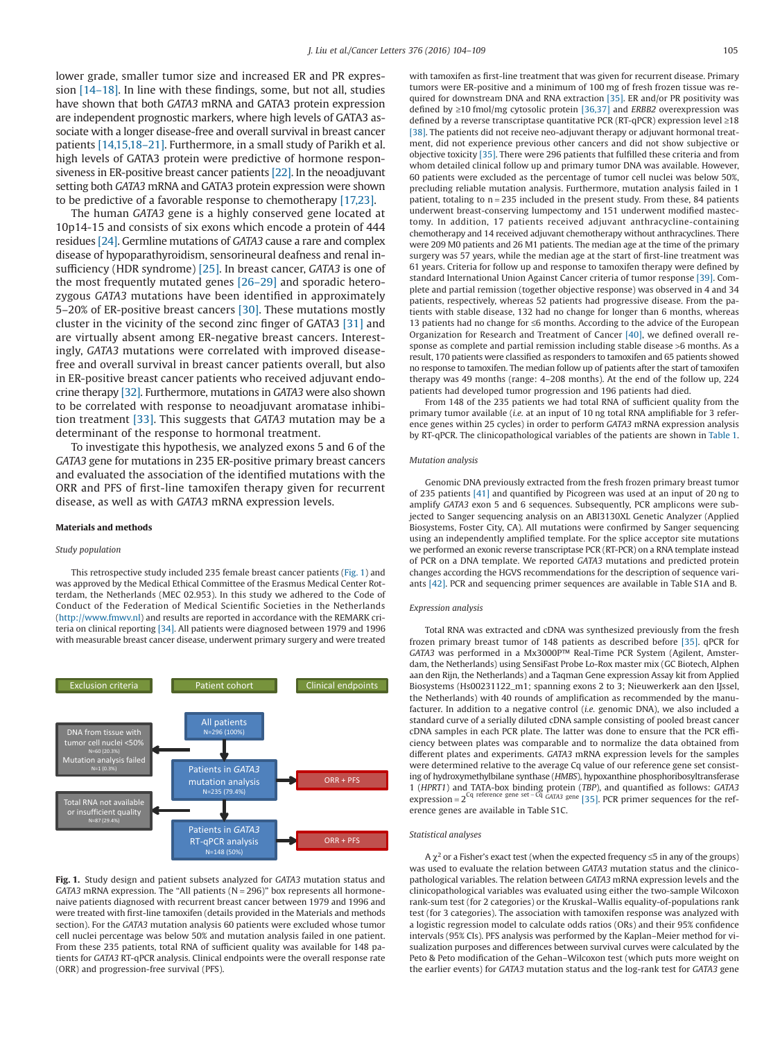lower grade, smaller tumor size and increased ER and PR expression [14–18]. In line with these findings, some, but not all, studies have shown that both *GATA3* mRNA and GATA3 protein expression are independent prognostic markers, where high levels of GATA3 associate with a longer disease-free and overall survival in breast cancer patients [14,15,18–21]. Furthermore, in a small study of Parikh et al. high levels of GATA3 protein were predictive of hormone responsiveness in ER-positive breast cancer patients [22]. In the neoadjuvant setting both *GATA3* mRNA and GATA3 protein expression were shown to be predictive of a favorable response to chemotherapy [17,23].

The human *GATA3* gene is a highly conserved gene located at 10p14-15 and consists of six exons which encode a protein of 444 residues [24]. Germline mutations of *GATA3* cause a rare and complex disease of hypoparathyroidism, sensorineural deafness and renal insufficiency (HDR syndrome) [25]. In breast cancer, *GATA3* is one of the most frequently mutated genes [26–29] and sporadic heterozygous *GATA3* mutations have been identified in approximately 5–20% of ER-positive breast cancers [30]. These mutations mostly cluster in the vicinity of the second zinc finger of GATA3 [31] and are virtually absent among ER-negative breast cancers. Interestingly, *GATA3* mutations were correlated with improved disease-free and overall survival in breast cancer patients overall, but also in ER-positive breast cancer patients who received adjuvant endocrine therapy [32]. Furthermore, mutations in *GATA3* were also shown to be correlated with response to neoadjuvant aromatase inhibition treatment [33]. This suggests that *GATA3* mutation may be a determinant of the response to hormonal treatment.

To investigate this hypothesis, we analyzed exons 5 and 6 of the *GATA3* gene for mutations in 235 ER-positive primary breast cancers and evaluated the association of the identified mutations with the ORR and PFS of first-line tamoxifen therapy given for recurrent disease, as well as with *GATA3* mRNA expression levels.

## Materials and methods

### Study population

This retrospective study included 235 female breast cancer patients (Fig. 1) and was approved by the Medical Ethical Committee of the Erasmus Medical Center Rotterdam, the Netherlands (MEC 02.953). In this study we adhered to the Code of Conduct of the Federation of Medical Scientific Societies in the Netherlands (http://www.fmwv.nl) and results are reported in accordance with the REMARK criteria on clinical reporting [34]. All patients were diagnosed between 1979 and 1996 with measurable breast cancer disease, underwent primary surgery and were treated with tamoxifen as first-line treatment that was given for recurrent disease. Primary tumors were ER-positive and a minimum of 100 mg of fresh frozen tissue was required for downstream DNA and RNA extraction [35]. ER and/or PR positivity was defined by ≥10 fmol/mg cytosolic protein [36,37] and *ERBB2* overexpression was defined by a reverse transcriptase quantitative PCR (RT-qPCR) expression level ≥18 [38]. The patients did not receive neo-adjuvant therapy or adjuvant hormonal treatment, did not experience previous other cancers and did not show subjective or objective toxicity [35]. There were 296 patients that fulfilled these criteria and from whom detailed clinical follow up and primary tumor DNA was available. However, 60 patients were excluded as the percentage of tumor cell nuclei was below 50%, precluding reliable mutation analysis. Furthermore, mutation analysis failed in 1 patient, totaling to n = 235 included in the present study. From these, 84 patients underwent breast-conserving lumpectomy and 151 underwent modified mastectomy. In addition, 17 patients received adjuvant anthracycline-containing chemotherapy and 14 received adjuvant chemotherapy without anthracyclines. There were 209 M0 patients and 26 M1 patients. The median age at the time of the primary surgery was 57 years, while the median age at the start of first-line treatment was 61 years. Criteria for follow up and response to tamoxifen therapy were defined by standard International Union Against Cancer criteria of tumor response [39]. Complete and partial remission (together objective response) was observed in 4 and 34 patients, respectively, whereas 52 patients had progressive disease. From the patients with stable disease, 132 had no change for longer than 6 months, whereas 13 patients had no change for ≤6 months. According to the advice of the European Organization for Research and Treatment of Cancer [40], we defined overall response as complete and partial remission including stable disease >6 months. As a result, 170 patients were classified as responders to tamoxifen and 65 patients showed no response to tamoxifen. The median follow up of patients after the start of tamoxifen therapy was 49 months (range: 4–208 months). At the end of the follow up, 224 patients had developed tumor progression and 196 patients had died.

From 148 of the 235 patients we had total RNA of sufficient quality from the primary tumor available (*i.e.* at an input of 10 ng total RNA amplifiable for 3 reference genes within 25 cycles) in order to perform *GATA3* mRNA expression analysis by RT-qPCR. The clinicopathological variables of the patients are shown in Table 1.

| Exclusion criteria | Patient cohort | Clinical endpoints |
|---|---|---|
| | All patients N=296 (100%) | |
| DNA from tissue with tumor cell nuclei <50% N=60 (20.3%); Mutation analysis failed N=1 (0.3%) | Patients in *GATA3* mutation analysis N=235 (79.4%) | ORR + PFS |
| Total RNA not available or insufficient quality N=87 (29.4%) | Patients in *GATA3* RT-qPCR analysis N=148 (50%) | ORR + PFS |

**Fig. 1.** Study design and patient subsets analyzed for *GATA3* mutation status and *GATA3* mRNA expression. The "All patients (N = 296)" box represents all hormone-naive patients diagnosed with recurrent breast cancer between 1979 and 1996 and were treated with first-line tamoxifen (details provided in the Materials and methods section). For the *GATA3* mutation analysis 60 patients were excluded whose tumor cell nuclei percentage was below 50% and mutation analysis failed in one patient. From these 235 patients, total RNA of sufficient quality was available for 148 patients for *GATA3* RT-qPCR analysis. Clinical endpoints were the overall response rate (ORR) and progression-free survival (PFS).

### Mutation analysis

Genomic DNA previously extracted from the fresh frozen primary breast tumor of 235 patients [41] and quantified by Picogreen was used at an input of 20 ng to amplify *GATA3* exon 5 and 6 sequences. Subsequently, PCR amplicons were subjected to Sanger sequencing analysis on an ABI3130XL Genetic Analyzer (Applied Biosystems, Foster City, CA). All mutations were confirmed by Sanger sequencing using an independently amplified template. For the splice acceptor site mutations we performed an exonic reverse transcriptase PCR (RT-PCR) on a RNA template instead of PCR on a DNA template. We reported *GATA3* mutations and predicted protein changes according the HGVS recommendations for the description of sequence variants [42]. PCR and sequencing primer sequences are available in Table S1A and B.

### Expression analysis

Total RNA was extracted and cDNA was synthesized previously from the fresh frozen primary breast tumor of 148 patients as described before [35]. qPCR for *GATA3* was performed in a Mx3000P™ Real-Time PCR System (Agilent, Amsterdam, the Netherlands) using SensiFast Probe Lo-Rox master mix (GC Biotech, Alphen aan den Rijn, the Netherlands) and a Taqman Gene expression Assay kit from Applied Biosystems (Hs00231122_m1; spanning exons 2 to 3; Nieuwerkerk aan den IJssel, the Netherlands) with 40 rounds of amplification as recommended by the manufacturer. In addition to a negative control (*i.e.* genomic DNA), we also included a standard curve of a serially diluted cDNA sample consisting of pooled breast cancer cDNA samples in each PCR plate. The latter was done to ensure that the PCR efficiency between plates was comparable and to normalize the data obtained from different plates and experiments. *GATA3* mRNA expression levels for the samples were determined relative to the average Cq value of our reference gene set consisting of hydroxymethylbilane synthase (*HMBS*), hypoxanthine phosphoribosyltransferase 1 (*HPRT1*) and TATA-box binding protein (*TBP*), and quantified as follows: *GATA3* expression = $2^{\text{Cq reference gene set} - \text{Cq } GATA3 \text{ gene}}$ [35]. PCR primer sequences for the reference genes are available in Table S1C.

### Statistical analyses

A $\chi^2$ or a Fisher's exact test (when the expected frequency ≤5 in any of the groups) was used to evaluate the relation between *GATA3* mutation status and the clinicopathological variables. The relation between *GATA3* mRNA expression levels and the clinicopathological variables was evaluated using either the two-sample Wilcoxon rank-sum test (for 2 categories) or the Kruskal–Wallis equality-of-populations rank test (for 3 categories). The association with tamoxifen response was analyzed with a logistic regression model to calculate odds ratios (ORs) and their 95% confidence intervals (95% CIs). PFS analysis was performed by the Kaplan–Meier method for visualization purposes and differences between survival curves were calculated by the Peto & Peto modification of the Gehan–Wilcoxon test (which puts more weight on the earlier events) for *GATA3* mutation status and the log-rank test for *GATA3* gene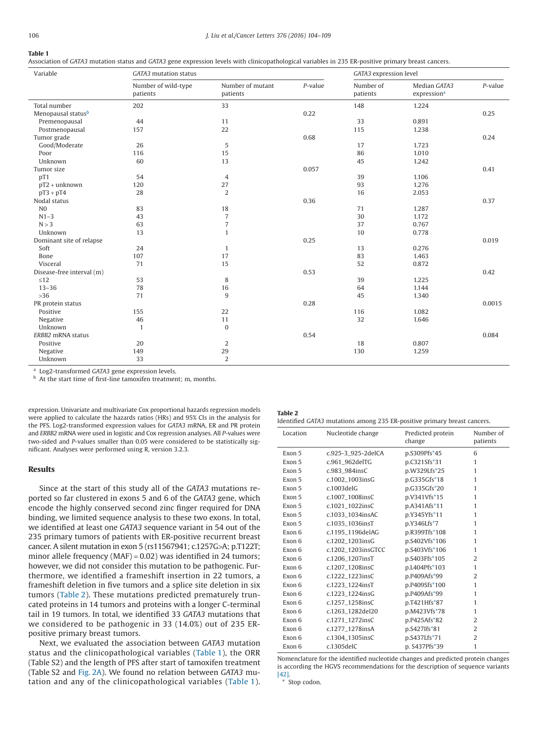**Table 1**
Association of *GATA3* mutation status and *GATA3* gene expression levels with clinicopathological variables in 235 ER-positive primary breast cancers.

| Variable | *GATA3* mutation status | | | *GATA3* expression level | | |
|---|---|---|---|---|---|---|
| | Number of wild-type patients | Number of mutant patients | *P*-value | Number of patients | Median *GATA3* expression[a] | *P*-value |
| Total number | 202 | 33 | | 148 | 1.224 | |
| Menopausal status[b] | | | 0.22 | | | 0.25 |
| Premenopausal | 44 | 11 | | 33 | 0.891 | |
| Postmenopausal | 157 | 22 | | 115 | 1.238 | |
| Tumor grade | | | 0.68 | | | 0.24 |
| Good/Moderate | 26 | 5 | | 17 | 1.723 | |
| Poor | 116 | 15 | | 86 | 1.010 | |
| Unknown | 60 | 13 | | 45 | 1.242 | |
| Tumor size | | | 0.057 | | | 0.41 |
| pT1 | 54 | 4 | | 39 | 1.106 | |
| pT2 + unknown | 120 | 27 | | 93 | 1.276 | |
| pT3 + pT4 | 28 | 2 | | 16 | 2.053 | |
| Nodal status | | | 0.36 | | | 0.37 |
| N0 | 83 | 18 | | 71 | 1.287 | |
| N1–3 | 43 | 7 | | 30 | 1.172 | |
| N > 3 | 63 | 7 | | 37 | 0.767 | |
| Unknown | 13 | 1 | | 10 | 0.778 | |
| Dominant site of relapse | | | 0.25 | | | 0.019 |
| Soft | 24 | 1 | | 13 | 0.276 | |
| Bone | 107 | 17 | | 83 | 1.463 | |
| Visceral | 71 | 15 | | 52 | 0.872 | |
| Disease-free interval (m) | | | 0.53 | | | 0.42 |
| ≤12 | 53 | 8 | | 39 | 1.225 | |
| 13–36 | 78 | 16 | | 64 | 1.144 | |
| >36 | 71 | 9 | | 45 | 1.340 | |
| PR protein status | | | 0.28 | | | 0.0015 |
| Positive | 155 | 22 | | 116 | 1.082 | |
| Negative | 46 | 11 | | 32 | 1.646 | |
| Unknown | 1 | 0 | | | | |
| *ERBB2* mRNA status | | | 0.54 | | | 0.084 |
| Positive | 20 | 2 | | 18 | 0.807 | |
| Negative | 149 | 29 | | 130 | 1.259 | |
| Unknown | 33 | 2 | | | | |

[a] Log2-transformed *GATA3* gene expression levels.
[b] At the start time of first-line tamoxifen treatment; m, months.

expression. Univariate and multivariate Cox proportional hazards regression models were applied to calculate the hazards ratios (HRs) and 95% CIs in the analysis for the PFS. Log2-transformed expression values for *GATA3* mRNA, ER and PR protein and *ERBB2* mRNA were used in logistic and Cox regression analyses. All *P*-values were two-sided and *P*-values smaller than 0.05 were considered to be statistically significant. Analyses were performed using R, version 3.2.3.

## Results

Since at the start of this study all of the *GATA3* mutations reported so far clustered in exons 5 and 6 of the *GATA3* gene, which encode the highly conserved second zinc finger required for DNA binding, we limited sequence analysis to these two exons. In total, we identified at least one *GATA3* sequence variant in 54 out of the 235 primary tumors of patients with ER-positive recurrent breast cancer. A silent mutation in exon 5 (rs11567941; c.1257G>A; p.T122T; minor allele frequency (MAF) = 0.02) was identified in 24 tumors; however, we did not consider this mutation to be pathogenic. Furthermore, we identified a frameshift insertion in 22 tumors, a frameshift deletion in five tumors and a splice site deletion in six tumors (Table 2). These mutations predicted prematurely truncated proteins in 14 tumors and proteins with a longer C-terminal tail in 19 tumors. In total, we identified 33 *GATA3* mutations that we considered to be pathogenic in 33 (14.0%) out of 235 ER-positive primary breast tumors.

Next, we evaluated the association between *GATA3* mutation status and the clinicopathological variables (Table 1), the ORR (Table S2) and the length of PFS after start of tamoxifen treatment (Table S2 and Fig. 2A). We found no relation between *GATA3* mutation and any of the clinicopathological variables (Table 1).

**Table 2**
Identified *GATA3* mutations among 235 ER-positive primary breast cancers.

| Location | Nucleotide change | Predicted protein change | Number of patients |
|---|---|---|---|
| Exon 5 | c.925-3_925-2delCA | p.S309Pfs*45 | 6 |
| Exon 5 | c.961_962delTG | p.C321Sfs*31 | 1 |
| Exon 5 | c.983_984insC | p.W329Lfs*25 | 1 |
| Exon 5 | c.1002_1003insG | p.G335Gfs*18 | 1 |
| Exon 5 | c.1003delG | p.G335Gfs*20 | 1 |
| Exon 5 | c.1007_1008insC | p.V341Vfs*15 | 1 |
| Exon 5 | c.1021_1022insC | p.A341Afs*11 | 1 |
| Exon 5 | c.1033_1034insAC | p.Y345Yfs*11 | 1 |
| Exon 5 | c.1035_1036insT | p.Y346Lfs*7 | 1 |
| Exon 6 | c.1195_1196delAG | p.R399Tfs*108 | 1 |
| Exon 6 | c.1202_1203insG | p.S402Vfs*106 | 1 |
| Exon 6 | c.1202_1203insGTCC | p.S403Vfs*106 | 1 |
| Exon 6 | c.1206_1207insT | p.S403Ffs*105 | 2 |
| Exon 6 | c.1207_1208insC | p.L404Pfs*103 | 1 |
| Exon 6 | c.1222_1223insC | p.P409Afs*99 | 2 |
| Exon 6 | c.1223_1224insT | p.P409Sfs*100 | 1 |
| Exon 6 | c.1223_1224insG | p.P409Afs*99 | 1 |
| Exon 6 | c.1257_1258insC | p.T421Hfs*87 | 1 |
| Exon 6 | c.1263_1282del20 | p.M423Vfs*78 | 1 |
| Exon 6 | c.1271_1272insC | p.P425Afs*82 | 2 |
| Exon 6 | c.1277_1278insA | p.S427Ifs*81 | 2 |
| Exon 6 | c.1304_1305insC | p.S437Lfs*71 | 2 |
| Exon 6 | c.1305delC | p. S437Pfs*39 | 1 |

Nomenclature for the identified nucleotide changes and predicted protein changes is according the HGVS recommendations for the description of sequence variants [42].
* Stop codon.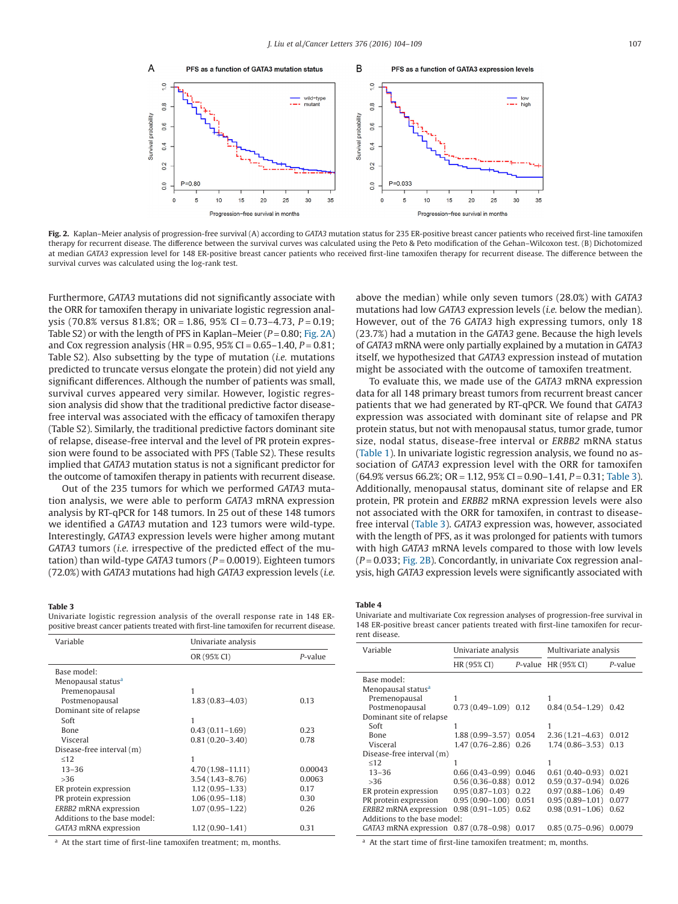**Fig. 2.** Kaplan–Meier analysis of progression-free survival (A) according to *GATA3* mutation status for 235 ER-positive breast cancer patients who received first-line tamoxifen therapy for recurrent disease. The difference between the survival curves was calculated using the Peto & Peto modification of the Gehan–Wilcoxon test. (B) Dichotomized at median *GATA3* expression level for 148 ER-positive breast cancer patients who received first-line tamoxifen therapy for recurrent disease. The difference between the survival curves was calculated using the log-rank test.

Furthermore, *GATA3* mutations did not significantly associate with the ORR for tamoxifen therapy in univariate logistic regression analysis (70.8% versus 81.8%; OR = 1.86, 95% CI = 0.73–4.73, $P = 0.19$; Table S2) or with the length of PFS in Kaplan–Meier ($P = 0.80$; Fig. 2A) and Cox regression analysis (HR = 0.95, 95% CI = 0.65–1.40, $P = 0.81$; Table S2). Also subsetting by the type of mutation (*i.e.* mutations predicted to truncate versus elongate the protein) did not yield any significant differences. Although the number of patients was small, survival curves appeared very similar. However, logistic regression analysis did show that the traditional predictive factor disease-free interval was associated with the efficacy of tamoxifen therapy (Table S2). Similarly, the traditional predictive factors dominant site of relapse, disease-free interval and the level of PR protein expression were found to be associated with PFS (Table S2). These results implied that *GATA3* mutation status is not a significant predictor for the outcome of tamoxifen therapy in patients with recurrent disease.

Out of the 235 tumors for which we performed *GATA3* mutation analysis, we were able to perform *GATA3* mRNA expression analysis by RT-qPCR for 148 tumors. In 25 out of these 148 tumors we identified a *GATA3* mutation and 123 tumors were wild-type. Interestingly, *GATA3* expression levels were higher among mutant *GATA3* tumors (*i.e.* irrespective of the predicted effect of the mutation) than wild-type *GATA3* tumors ($P = 0.0019$). Eighteen tumors (72.0%) with *GATA3* mutations had high *GATA3* expression levels (*i.e.* above the median) while only seven tumors (28.0%) with *GATA3* mutations had low *GATA3* expression levels (*i.e.* below the median). However, out of the 76 *GATA3* high expressing tumors, only 18 (23.7%) had a mutation in the *GATA3* gene. Because the high levels of *GATA3* mRNA were only partially explained by a mutation in *GATA3* itself, we hypothesized that *GATA3* expression instead of mutation might be associated with the outcome of tamoxifen treatment.

To evaluate this, we made use of the *GATA3* mRNA expression data for all 148 primary breast tumors from recurrent breast cancer patients that we had generated by RT-qPCR. We found that *GATA3* expression was associated with dominant site of relapse and PR protein status, but not with menopausal status, tumor grade, tumor size, nodal status, disease-free interval or *ERBB2* mRNA status (Table 1). In univariate logistic regression analysis, we found no association of *GATA3* expression level with the ORR for tamoxifen (64.9% versus 66.2%; OR = 1.12, 95% CI = 0.90–1.41, $P = 0.31$; Table 3). Additionally, menopausal status, dominant site of relapse and ER protein, PR protein and *ERBB2* mRNA expression levels were also not associated with the ORR for tamoxifen, in contrast to disease-free interval (Table 3). *GATA3* expression was, however, associated with the length of PFS, as it was prolonged for patients with tumors with high *GATA3* mRNA levels compared to those with low levels ($P = 0.033$; Fig. 2B). Concordantly, in univariate Cox regression analysis, high *GATA3* expression levels were significantly associated with

**Table 3**
Univariate logistic regression analysis of the overall response rate in 148 ER-positive breast cancer patients treated with first-line tamoxifen for recurrent disease.

| Variable | Univariate analysis | |
|---|---|---|
| | OR (95% CI) | *P*-value |
| Base model: | | |
| Menopausal status[a] | | |
| Premenopausal | 1 | |
| Postmenopausal | 1.83 (0.83–4.03) | 0.13 |
| Dominant site of relapse | | |
| Soft | 1 | |
| Bone | 0.43 (0.11–1.69) | 0.23 |
| Visceral | 0.81 (0.20–3.40) | 0.78 |
| Disease-free interval (m) | | |
| ≤12 | 1 | |
| 13–36 | 4.70 (1.98–11.11) | 0.00043 |
| >36 | 3.54 (1.43–8.76) | 0.0063 |
| ER protein expression | 1.12 (0.95–1.33) | 0.17 |
| PR protein expression | 1.06 (0.95–1.18) | 0.30 |
| *ERBB2* mRNA expression | 1.07 (0.95–1.22) | 0.26 |
| Additions to the base model: | | |
| *GATA3* mRNA expression | 1.12 (0.90–1.41) | 0.31 |

[a] At the start time of first-line tamoxifen treatment; m, months.

**Table 4**
Univariate and multivariate Cox regression analyses of progression-free survival in 148 ER-positive breast cancer patients treated with first-line tamoxifen for recurrent disease.

| Variable | Univariate analysis | | Multivariate analysis | |
|---|---|---|---|---|
| | HR (95% CI) | *P*-value | HR (95% CI) | *P*-value |
| Base model: | | | | |
| Menopausal status[a] | | | | |
| Premenopausal | 1 | | 1 | |
| Postmenopausal | 0.73 (0.49–1.09) | 0.12 | 0.84 (0.54–1.29) | 0.42 |
| Dominant site of relapse | | | | |
| Soft | 1 | | 1 | |
| Bone | 1.88 (0.99–3.57) | 0.054 | 2.36 (1.21–4.63) | 0.012 |
| Visceral | 1.47 (0.76–2.86) | 0.26 | 1.74 (0.86–3.53) | 0.13 |
| Disease-free interval (m) | | | | |
| ≤12 | 1 | | 1 | |
| 13–36 | 0.66 (0.43–0.99) | 0.046 | 0.61 (0.40–0.93) | 0.021 |
| >36 | 0.56 (0.36–0.88) | 0.012 | 0.59 (0.37–0.94) | 0.026 |
| ER protein expression | 0.95 (0.87–1.03) | 0.22 | 0.97 (0.88–1.06) | 0.49 |
| PR protein expression | 0.95 (0.90–1.00) | 0.051 | 0.95 (0.89–1.01) | 0.077 |
| *ERBB2* mRNA expression | 0.98 (0.91–1.05) | 0.62 | 0.98 (0.91–1.06) | 0.62 |
| Additions to the base model: | | | | |
| *GATA3* mRNA expression | 0.87 (0.78–0.98) | 0.017 | 0.85 (0.75–0.96) | 0.0079 |

[a] At the start time of first-line tamoxifen treatment; m, months.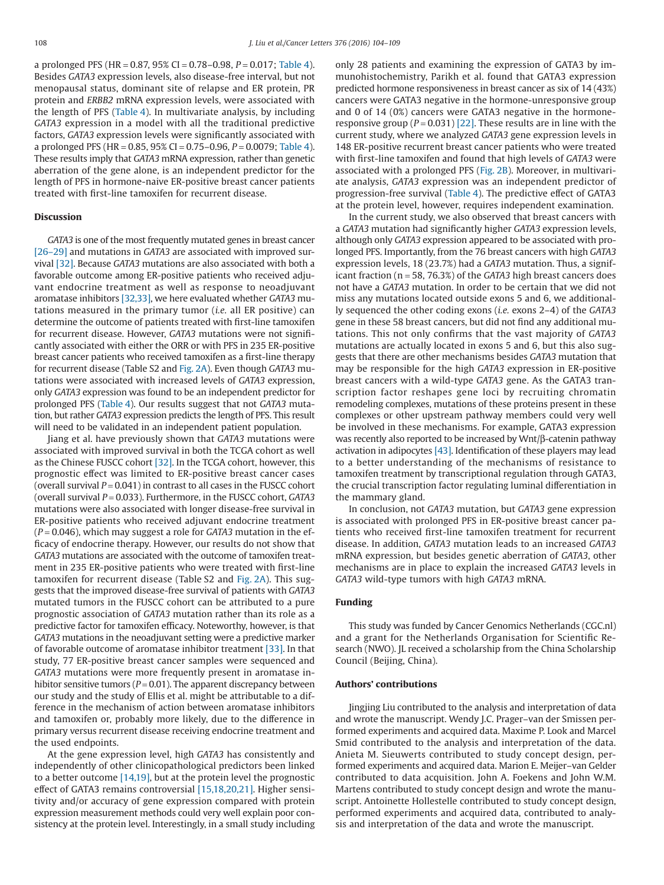a prolonged PFS (HR = 0.87, 95% CI = 0.78–0.98, $P = 0.017$; Table 4). Besides *GATA3* expression levels, also disease-free interval, but not menopausal status, dominant site of relapse and ER protein, PR protein and *ERBB2* mRNA expression levels, were associated with the length of PFS (Table 4). In multivariate analysis, by including *GATA3* expression in a model with all the traditional predictive factors, *GATA3* expression levels were significantly associated with a prolonged PFS (HR = 0.85, 95% CI = 0.75–0.96, $P = 0.0079$; Table 4). These results imply that *GATA3* mRNA expression, rather than genetic aberration of the gene alone, is an independent predictor for the length of PFS in hormone-naive ER-positive breast cancer patients treated with first-line tamoxifen for recurrent disease.

## Discussion

*GATA3* is one of the most frequently mutated genes in breast cancer [26–29] and mutations in *GATA3* are associated with improved survival [32]. Because *GATA3* mutations are also associated with both a favorable outcome among ER-positive patients who received adjuvant endocrine treatment as well as response to neoadjuvant aromatase inhibitors [32,33], we here evaluated whether *GATA3* mutations measured in the primary tumor (*i.e.* all ER positive) can determine the outcome of patients treated with first-line tamoxifen for recurrent disease. However, *GATA3* mutations were not significantly associated with either the ORR or with PFS in 235 ER-positive breast cancer patients who received tamoxifen as a first-line therapy for recurrent disease (Table S2 and Fig. 2A). Even though *GATA3* mutations were associated with increased levels of *GATA3* expression, only *GATA3* expression was found to be an independent predictor for prolonged PFS (Table 4). Our results suggest that not *GATA3* mutation, but rather *GATA3* expression predicts the length of PFS. This result will need to be validated in an independent patient population.

Jiang et al. have previously shown that *GATA3* mutations were associated with improved survival in both the TCGA cohort as well as the Chinese FUSCC cohort [32]. In the TCGA cohort, however, this prognostic effect was limited to ER-positive breast cancer cases (overall survival $P = 0.041$) in contrast to all cases in the FUSCC cohort (overall survival $P = 0.033$). Furthermore, in the FUSCC cohort, *GATA3* mutations were also associated with longer disease-free survival in ER-positive patients who received adjuvant endocrine treatment ($P = 0.046$), which may suggest a role for *GATA3* mutation in the efficacy of endocrine therapy. However, our results do not show that *GATA3* mutations are associated with the outcome of tamoxifen treatment in 235 ER-positive patients who were treated with first-line tamoxifen for recurrent disease (Table S2 and Fig. 2A). This suggests that the improved disease-free survival of patients with *GATA3* mutated tumors in the FUSCC cohort can be attributed to a pure prognostic association of *GATA3* mutation rather than its role as a predictive factor for tamoxifen efficacy. Noteworthy, however, is that *GATA3* mutations in the neoadjuvant setting were a predictive marker of favorable outcome of aromatase inhibitor treatment [33]. In that study, 77 ER-positive breast cancer samples were sequenced and *GATA3* mutations were more frequently present in aromatase inhibitor sensitive tumors ($P = 0.01$). The apparent discrepancy between our study and the study of Ellis et al. might be attributable to a difference in the mechanism of action between aromatase inhibitors and tamoxifen or, probably more likely, due to the difference in primary versus recurrent disease receiving endocrine treatment and the used endpoints.

At the gene expression level, high *GATA3* has consistently and independently of other clinicopathological predictors been linked to a better outcome [14,19], but at the protein level the prognostic effect of GATA3 remains controversial [15,18,20,21]. Higher sensitivity and/or accuracy of gene expression compared with protein expression measurement methods could very well explain poor consistency at the protein level. Interestingly, in a small study including only 28 patients and examining the expression of GATA3 by immunohistochemistry, Parikh et al. found that GATA3 expression predicted hormone responsiveness in breast cancer as six of 14 (43%) cancers were GATA3 negative in the hormone-unresponsive group and 0 of 14 (0%) cancers were GATA3 negative in the hormone-responsive group ($P = 0.031$) [22]. These results are in line with the current study, where we analyzed *GATA3* gene expression levels in 148 ER-positive recurrent breast cancer patients who were treated with first-line tamoxifen and found that high levels of *GATA3* were associated with a prolonged PFS (Fig. 2B). Moreover, in multivariate analysis, *GATA3* expression was an independent predictor of progression-free survival (Table 4). The predictive effect of GATA3 at the protein level, however, requires independent examination.

In the current study, we also observed that breast cancers with a *GATA3* mutation had significantly higher *GATA3* expression levels, although only *GATA3* expression appeared to be associated with prolonged PFS. Importantly, from the 76 breast cancers with high *GATA3* expression levels, 18 (23.7%) had a *GATA3* mutation. Thus, a significant fraction (n = 58, 76.3%) of the *GATA3* high breast cancers does not have a *GATA3* mutation. In order to be certain that we did not miss any mutations located outside exons 5 and 6, we additionally sequenced the other coding exons (*i.e.* exons 2–4) of the *GATA3* gene in these 58 breast cancers, but did not find any additional mutations. This not only confirms that the vast majority of *GATA3* mutations are actually located in exons 5 and 6, but this also suggests that there are other mechanisms besides *GATA3* mutation that may be responsible for the high *GATA3* expression in ER-positive breast cancers with a wild-type *GATA3* gene. As the GATA3 transcription factor reshapes gene loci by recruiting chromatin remodeling complexes, mutations of these proteins present in these complexes or other upstream pathway members could very well be involved in these mechanisms. For example, GATA3 expression was recently also reported to be increased by Wnt/β-catenin pathway activation in adipocytes [43]. Identification of these players may lead to a better understanding of the mechanisms of resistance to tamoxifen treatment by transcriptional regulation through GATA3, the crucial transcription factor regulating luminal differentiation in the mammary gland.

In conclusion, not *GATA3* mutation, but *GATA3* gene expression is associated with prolonged PFS in ER-positive breast cancer patients who received first-line tamoxifen treatment for recurrent disease. In addition, *GATA3* mutation leads to an increased *GATA3* mRNA expression, but besides genetic aberration of *GATA3*, other mechanisms are in place to explain the increased *GATA3* levels in *GATA3* wild-type tumors with high *GATA3* mRNA.

## Funding

This study was funded by Cancer Genomics Netherlands (CGC.nl) and a grant for the Netherlands Organisation for Scientific Research (NWO). JL received a scholarship from the China Scholarship Council (Beijing, China).

## Authors' contributions

Jingjing Liu contributed to the analysis and interpretation of data and wrote the manuscript. Wendy J.C. Prager–van der Smissen performed experiments and acquired data. Maxime P. Look and Marcel Smid contributed to the analysis and interpretation of the data. Anieta M. Sieuwerts contributed to study concept design, performed experiments and acquired data. Marion E. Meijer–van Gelder contributed to data acquisition. John A. Foekens and John W.M. Martens contributed to study concept design and wrote the manuscript. Antoinette Hollestelle contributed to study concept design, performed experiments and acquired data, contributed to analysis and interpretation of the data and wrote the manuscript.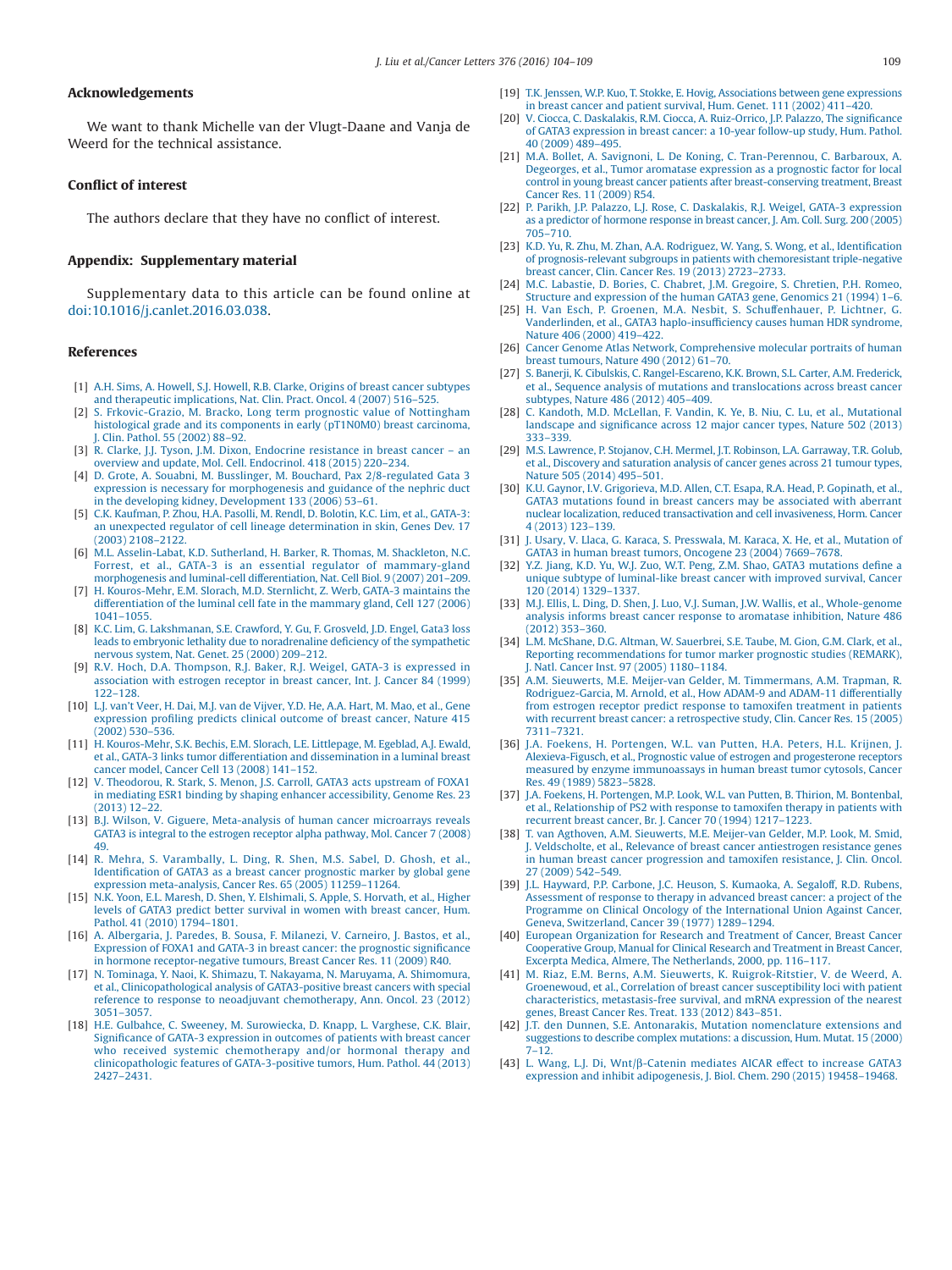## Acknowledgements

We want to thank Michelle van der Vlugt-Daane and Vanja de Weerd for the technical assistance.

## Conflict of interest

The authors declare that they have no conflict of interest.

## Appendix: Supplementary material

Supplementary data to this article can be found online at doi:10.1016/j.canlet.2016.03.038.

## References

[1] A.H. Sims, A. Howell, S.J. Howell, R.B. Clarke, Origins of breast cancer subtypes and therapeutic implications, Nat. Clin. Pract. Oncol. 4 (2007) 516–525.

[2] S. Frkovic-Grazio, M. Bracko, Long term prognostic value of Nottingham histological grade and its components in early (pT1N0M0) breast carcinoma, J. Clin. Pathol. 55 (2002) 88–92.

[3] R. Clarke, J.J. Tyson, J.M. Dixon, Endocrine resistance in breast cancer – an overview and update, Mol. Cell. Endocrinol. 418 (2015) 220–234.

[4] D. Grote, A. Souabni, M. Busslinger, M. Bouchard, Pax 2/8-regulated Gata 3 expression is necessary for morphogenesis and guidance of the nephric duct in the developing kidney, Development 133 (2006) 53–61.

[5] C.K. Kaufman, P. Zhou, H.A. Pasolli, M. Rendl, D. Bolotin, K.C. Lim, et al., GATA-3: an unexpected regulator of cell lineage determination in skin, Genes Dev. 17 (2003) 2108–2122.

[6] M.L. Asselin-Labat, K.D. Sutherland, H. Barker, R. Thomas, M. Shackleton, N.C. Forrest, et al., GATA-3 is an essential regulator of mammary-gland morphogenesis and luminal-cell differentiation, Nat. Cell Biol. 9 (2007) 201–209.

[7] H. Kouros-Mehr, E.M. Slorach, M.D. Sternlicht, Z. Werb, GATA-3 maintains the differentiation of the luminal cell fate in the mammary gland, Cell 127 (2006) 1041–1055.

[8] K.C. Lim, G. Lakshmanan, S.E. Crawford, Y. Gu, F. Grosveld, J.D. Engel, Gata3 loss leads to embryonic lethality due to noradrenaline deficiency of the sympathetic nervous system, Nat. Genet. 25 (2000) 209–212.

[9] R.V. Hoch, D.A. Thompson, R.J. Baker, R.J. Weigel, GATA-3 is expressed in association with estrogen receptor in breast cancer, Int. J. Cancer 84 (1999) 122–128.

[10] L.J. van't Veer, H. Dai, M.J. van de Vijver, Y.D. He, A.A. Hart, M. Mao, et al., Gene expression profiling predicts clinical outcome of breast cancer, Nature 415 (2002) 530–536.

[11] H. Kouros-Mehr, S.K. Bechis, E.M. Slorach, L.E. Littlepage, M. Egeblad, A.J. Ewald, et al., GATA-3 links tumor differentiation and dissemination in a luminal breast cancer model, Cancer Cell 13 (2008) 141–152.

[12] V. Theodorou, R. Stark, S. Menon, J.S. Carroll, GATA3 acts upstream of FOXA1 in mediating ESR1 binding by shaping enhancer accessibility, Genome Res. 23 (2013) 12–22.

[13] B.J. Wilson, V. Giguere, Meta-analysis of human cancer microarrays reveals GATA3 is integral to the estrogen receptor alpha pathway, Mol. Cancer 7 (2008) 49.

[14] R. Mehra, S. Varambally, L. Ding, R. Shen, M.S. Sabel, D. Ghosh, et al., Identification of GATA3 as a breast cancer prognostic marker by global gene expression meta-analysis, Cancer Res. 65 (2005) 11259–11264.

[15] N.K. Yoon, E.L. Maresh, D. Shen, Y. Elshimali, S. Apple, S. Horvath, et al., Higher levels of GATA3 predict better survival in women with breast cancer, Hum. Pathol. 41 (2010) 1794–1801.

[16] A. Albergaria, J. Paredes, B. Sousa, F. Milanezi, V. Carneiro, J. Bastos, et al., Expression of FOXA1 and GATA-3 in breast cancer: the prognostic significance in hormone receptor-negative tumours, Breast Cancer Res. 11 (2009) R40.

[17] N. Tominaga, Y. Naoi, K. Shimazu, T. Nakayama, N. Maruyama, A. Shimomura, et al., Clinicopathological analysis of GATA3-positive breast cancers with special reference to response to neoadjuvant chemotherapy, Ann. Oncol. 23 (2012) 3051–3057.

[18] H.E. Gulbahce, C. Sweeney, M. Surowiecka, D. Knapp, L. Varghese, C.K. Blair, Significance of GATA-3 expression in outcomes of patients with breast cancer who received systemic chemotherapy and/or hormonal therapy and clinicopathologic features of GATA-3-positive tumors, Hum. Pathol. 44 (2013) 2427–2431.

[19] T.K. Jenssen, W.P. Kuo, T. Stokke, E. Hovig, Associations between gene expressions in breast cancer and patient survival, Hum. Genet. 111 (2002) 411–420.

[20] V. Ciocca, C. Daskalakis, R.M. Ciocca, A. Ruiz-Orrico, J.P. Palazzo, The significance of GATA3 expression in breast cancer: a 10-year follow-up study, Hum. Pathol. 40 (2009) 489–495.

[21] M.A. Bollet, A. Savignoni, L. De Koning, C. Tran-Perennou, C. Barbaroux, A. Degeorges, et al., Tumor aromatase expression as a prognostic factor for local control in young breast cancer patients after breast-conserving treatment, Breast Cancer Res. 11 (2009) R54.

[22] P. Parikh, J.P. Palazzo, L.J. Rose, C. Daskalakis, R.J. Weigel, GATA-3 expression as a predictor of hormone response in breast cancer, J. Am. Coll. Surg. 200 (2005) 705–710.

[23] K.D. Yu, R. Zhu, M. Zhan, A.A. Rodriguez, W. Yang, S. Wong, et al., Identification of prognosis-relevant subgroups in patients with chemoresistant triple-negative breast cancer, Clin. Cancer Res. 19 (2013) 2723–2733.

[24] M.C. Labastie, D. Bories, C. Chabret, J.M. Gregoire, S. Chretien, P.H. Romeo, Structure and expression of the human GATA3 gene, Genomics 21 (1994) 1–6.

[25] H. Van Esch, P. Groenen, M.A. Nesbit, S. Schuffenhauer, P. Lichtner, G. Vanderlinden, et al., GATA3 haplo-insufficiency causes human HDR syndrome, Nature 406 (2000) 419–422.

[26] Cancer Genome Atlas Network, Comprehensive molecular portraits of human breast tumours, Nature 490 (2012) 61–70.

[27] S. Banerji, K. Cibulskis, C. Rangel-Escareno, K.K. Brown, S.L. Carter, A.M. Frederick, et al., Sequence analysis of mutations and translocations across breast cancer subtypes, Nature 486 (2012) 405–409.

[28] C. Kandoth, M.D. McLellan, F. Vandin, K. Ye, B. Niu, C. Lu, et al., Mutational landscape and significance across 12 major cancer types, Nature 502 (2013) 333–339.

[29] M.S. Lawrence, P. Stojanov, C.H. Mermel, J.T. Robinson, L.A. Garraway, T.R. Golub, et al., Discovery and saturation analysis of cancer genes across 21 tumour types, Nature 505 (2014) 495–501.

[30] K.U. Gaynor, I.V. Grigorieva, M.D. Allen, C.T. Esapa, R.A. Head, P. Gopinath, et al., GATA3 mutations found in breast cancers may be associated with aberrant nuclear localization, reduced transactivation and cell invasiveness, Horm. Cancer 4 (2013) 123–139.

[31] J. Usary, V. Llaca, G. Karaca, S. Presswala, M. Karaca, X. He, et al., Mutation of GATA3 in human breast tumors, Oncogene 23 (2004) 7669–7678.

[32] Y.Z. Jiang, K.D. Yu, W.J. Zuo, W.T. Peng, Z.M. Shao, GATA3 mutations define a unique subtype of luminal-like breast cancer with improved survival, Cancer 120 (2014) 1329–1337.

[33] M.J. Ellis, L. Ding, D. Shen, J. Luo, V.J. Suman, J.W. Wallis, et al., Whole-genome analysis informs breast cancer response to aromatase inhibition, Nature 486 (2012) 353–360.

[34] L.M. McShane, D.G. Altman, W. Sauerbrei, S.E. Taube, M. Gion, G.M. Clark, et al., Reporting recommendations for tumor marker prognostic studies (REMARK), J. Natl. Cancer Inst. 97 (2005) 1180–1184.

[35] A.M. Sieuwerts, M.E. Meijer-van Gelder, M. Timmermans, A.M. Trapman, R. Rodriguez-Garcia, M. Arnold, et al., How ADAM-9 and ADAM-11 differentially from estrogen receptor predict response to tamoxifen treatment in patients with recurrent breast cancer: a retrospective study, Clin. Cancer Res. 15 (2005) 7311–7321.

[36] J.A. Foekens, H. Portengen, W.L. van Putten, H.A. Peters, H.L. Krijnen, J. Alexieva-Figusch, et al., Prognostic value of estrogen and progesterone receptors measured by enzyme immunoassays in human breast tumor cytosols, Cancer Res. 49 (1989) 5823–5828.

[37] J.A. Foekens, H. Portengen, M.P. Look, W.L. van Putten, B. Thirion, M. Bontenbal, et al., Relationship of PS2 with response to tamoxifen therapy in patients with recurrent breast cancer, Br. J. Cancer 70 (1994) 1217–1223.

[38] T. van Agthoven, A.M. Sieuwerts, M.E. Meijer-van Gelder, M.P. Look, M. Smid, J. Veldscholte, et al., Relevance of breast cancer antiestrogen resistance genes in human breast cancer progression and tamoxifen resistance, J. Clin. Oncol. 27 (2009) 542–549.

[39] J.L. Hayward, P.P. Carbone, J.C. Heuson, S. Kumaoka, A. Segaloff, R.D. Rubens, Assessment of response to therapy in advanced breast cancer: a project of the Programme on Clinical Oncology of the International Union Against Cancer, Geneva, Switzerland, Cancer 39 (1977) 1289–1294.

[40] European Organization for Research and Treatment of Cancer, Breast Cancer Cooperative Group, Manual for Clinical Research and Treatment in Breast Cancer, Excerpta Medica, Almere, The Netherlands, 2000, pp. 116–117.

[41] M. Riaz, E.M. Berns, A.M. Sieuwerts, K. Ruigrok-Ritstier, V. de Weerd, A. Groenewoud, et al., Correlation of breast cancer susceptibility loci with patient characteristics, metastasis-free survival, and mRNA expression of the nearest genes, Breast Cancer Res. Treat. 133 (2012) 843–851.

[42] J.T. den Dunnen, S.E. Antonarakis, Mutation nomenclature extensions and suggestions to describe complex mutations: a discussion, Hum. Mutat. 15 (2000) 7–12.

[43] L. Wang, L.J. Di, Wnt/β-Catenin mediates AICAR effect to increase GATA3 expression and inhibit adipogenesis, J. Biol. Chem. 290 (2015) 19458–19468.